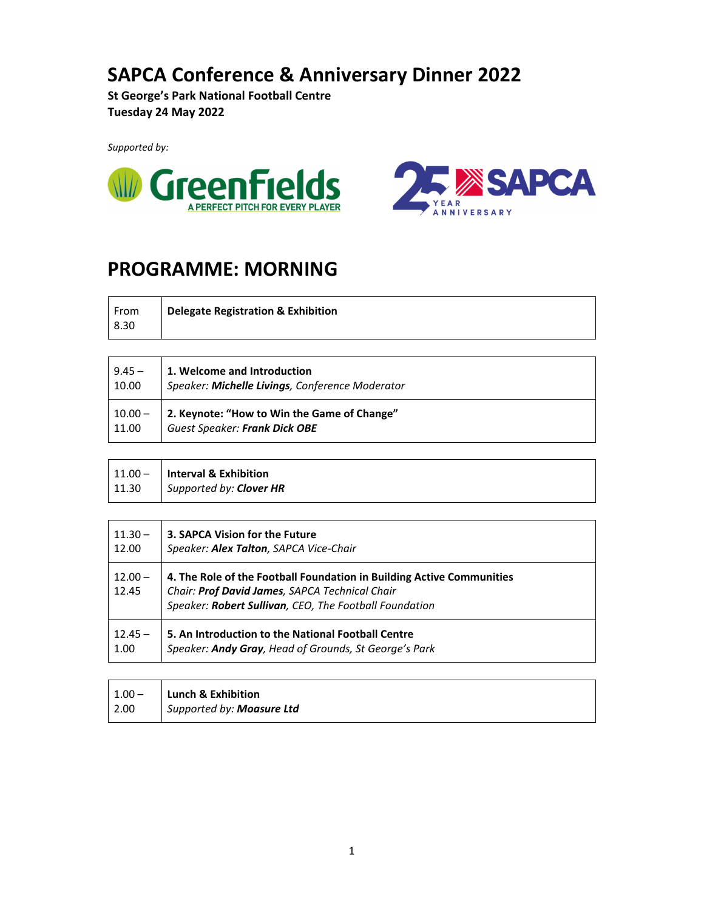# SAPCA Conference & Anniversary Dinner 2022

**St George's Park National Football Centre**
**Tuesday 24 May 2022**

*Supported by:*

GreenFields A PERFECT PITCH FOR EVERY PLAYER

25 YEAR ANNIVERSARY SAPCA

## PROGRAMME: MORNING

| | |
|---|---|
| From 8.30 | **Delegate Registration & Exhibition** |

| | |
|---|---|
| 9.45 – 10.00 | **1. Welcome and Introduction**<br>*Speaker: **Michelle Livings**, Conference Moderator* |
| 10.00 – 11.00 | **2. Keynote: "How to Win the Game of Change"**<br>*Guest Speaker: **Frank Dick OBE*** |

| | |
|---|---|
| 11.00 – 11.30 | **Interval & Exhibition**<br>*Supported by: **Clover HR*** |

| | |
|---|---|
| 11.30 – 12.00 | **3. SAPCA Vision for the Future**<br>*Speaker: **Alex Talton**, SAPCA Vice-Chair* |
| 12.00 – 12.45 | **4. The Role of the Football Foundation in Building Active Communities**<br>*Chair: **Prof David James**, SAPCA Technical Chair*<br>*Speaker: **Robert Sullivan**, CEO, The Football Foundation* |
| 12.45 – 1.00 | **5. An Introduction to the National Football Centre**<br>*Speaker: **Andy Gray**, Head of Grounds, St George's Park* |

| | |
|---|---|
| 1.00 – 2.00 | **Lunch & Exhibition**<br>*Supported by: **Moasure Ltd*** |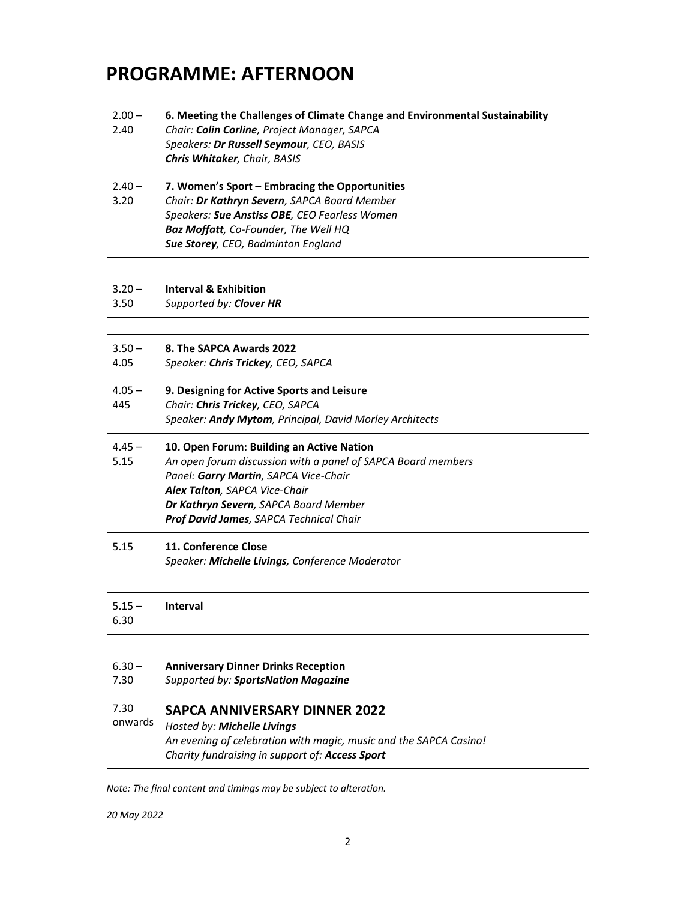# PROGRAMME: AFTERNOON

| | |
|---|---|
| 2.00 – 2.40 | **6. Meeting the Challenges of Climate Change and Environmental Sustainability**<br>*Chair: **Colin Corline**, Project Manager, SAPCA*<br>*Speakers: **Dr Russell Seymour**, CEO, BASIS*<br>***Chris Whitaker**, Chair, BASIS* |
| 2.40 – 3.20 | **7. Women's Sport – Embracing the Opportunities**<br>*Chair: **Dr Kathryn Severn**, SAPCA Board Member*<br>*Speakers: **Sue Anstiss OBE**, CEO Fearless Women*<br>***Baz Moffatt**, Co-Founder, The Well HQ*<br>***Sue Storey**, CEO, Badminton England* |

| | |
|---|---|
| 3.20 – 3.50 | **Interval & Exhibition**<br>*Supported by: **Clover HR*** |

| | |
|---|---|
| 3.50 – 4.05 | **8. The SAPCA Awards 2022**<br>*Speaker: **Chris Trickey**, CEO, SAPCA* |
| 4.05 – 445 | **9. Designing for Active Sports and Leisure**<br>*Chair: **Chris Trickey**, CEO, SAPCA*<br>*Speaker: **Andy Mytom**, Principal, David Morley Architects* |
| 4.45 – 5.15 | **10. Open Forum: Building an Active Nation**<br>*An open forum discussion with a panel of SAPCA Board members*<br>*Panel: **Garry Martin**, SAPCA Vice-Chair*<br>***Alex Talton**, SAPCA Vice-Chair*<br>***Dr Kathryn Severn**, SAPCA Board Member*<br>***Prof David James**, SAPCA Technical Chair* |
| 5.15 | **11. Conference Close**<br>*Speaker: **Michelle Livings**, Conference Moderator* |

| | |
|---|---|
| 5.15 – 6.30 | **Interval** |

| | |
|---|---|
| 6.30 – 7.30 | **Anniversary Dinner Drinks Reception**<br>*Supported by: **SportsNation Magazine*** |
| 7.30 onwards | **SAPCA ANNIVERSARY DINNER 2022**<br>*Hosted by: **Michelle Livings***<br>*An evening of celebration with magic, music and the SAPCA Casino!*<br>*Charity fundraising in support of: **Access Sport*** |

*Note: The final content and timings may be subject to alteration.*

*20 May 2022*